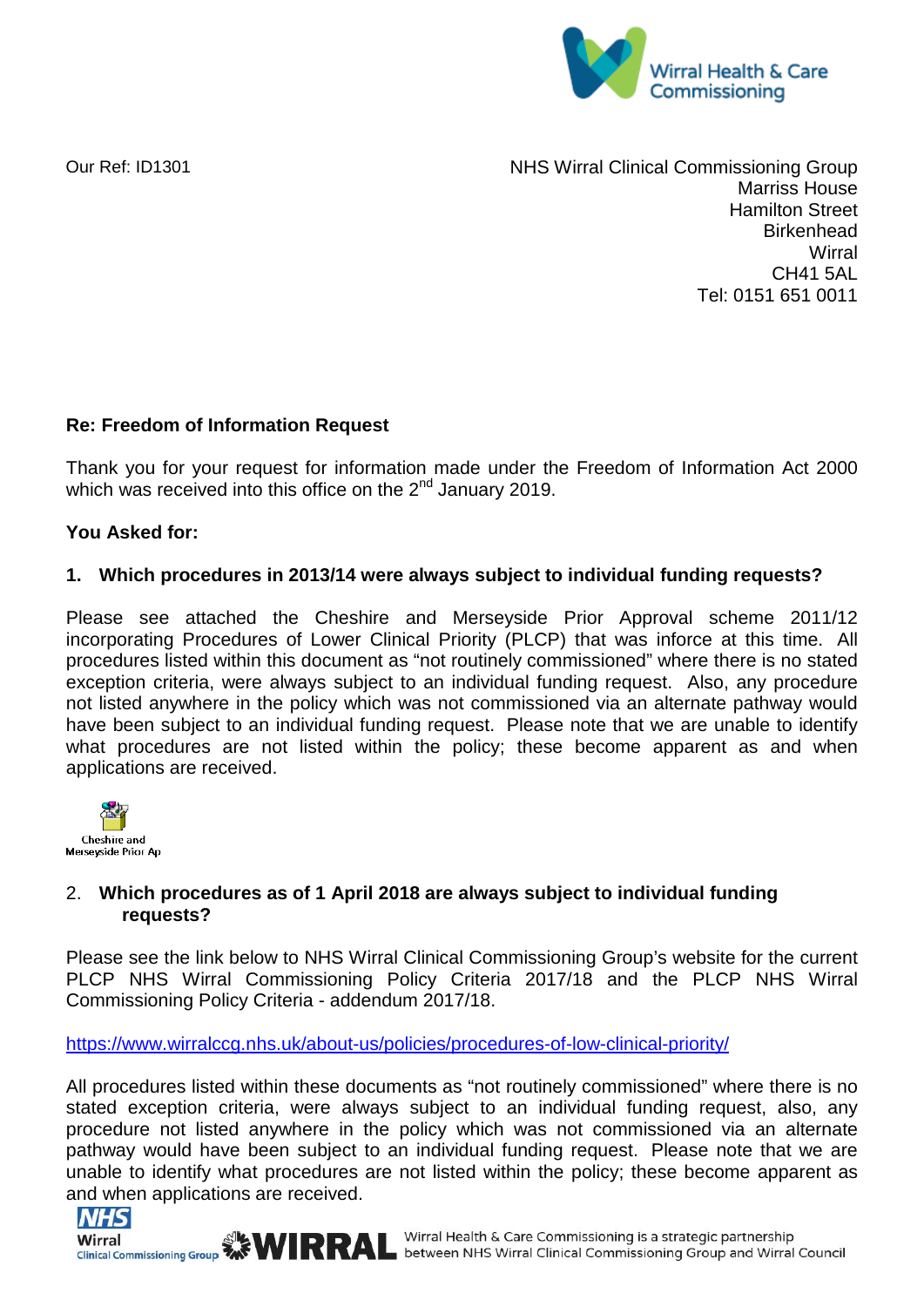Our Ref: ID1301

NHS Wirral Clinical Commissioning Group
Marriss House
Hamilton Street
Birkenhead
Wirral
CH41 5AL
Tel: 0151 651 0011

**Re: Freedom of Information Request**

Thank you for your request for information made under the Freedom of Information Act 2000 which was received into this office on the 2nd January 2019.

**You Asked for:**

**1. Which procedures in 2013/14 were always subject to individual funding requests?**

Please see attached the Cheshire and Merseyside Prior Approval scheme 2011/12 incorporating Procedures of Lower Clinical Priority (PLCP) that was inforce at this time. All procedures listed within this document as "not routinely commissioned" where there is no stated exception criteria, were always subject to an individual funding request. Also, any procedure not listed anywhere in the policy which was not commissioned via an alternate pathway would have been subject to an individual funding request. Please note that we are unable to identify what procedures are not listed within the policy; these become apparent as and when applications are received.

Cheshire and Merseyside Prior Ap

2. **Which procedures as of 1 April 2018 are always subject to individual funding requests?**

Please see the link below to NHS Wirral Clinical Commissioning Group's website for the current PLCP NHS Wirral Commissioning Policy Criteria 2017/18 and the PLCP NHS Wirral Commissioning Policy Criteria - addendum 2017/18.

https://www.wirralccg.nhs.uk/about-us/policies/procedures-of-low-clinical-priority/

All procedures listed within these documents as "not routinely commissioned" where there is no stated exception criteria, were always subject to an individual funding request, also, any procedure not listed anywhere in the policy which was not commissioned via an alternate pathway would have been subject to an individual funding request. Please note that we are unable to identify what procedures are not listed within the policy; these become apparent as and when applications are received.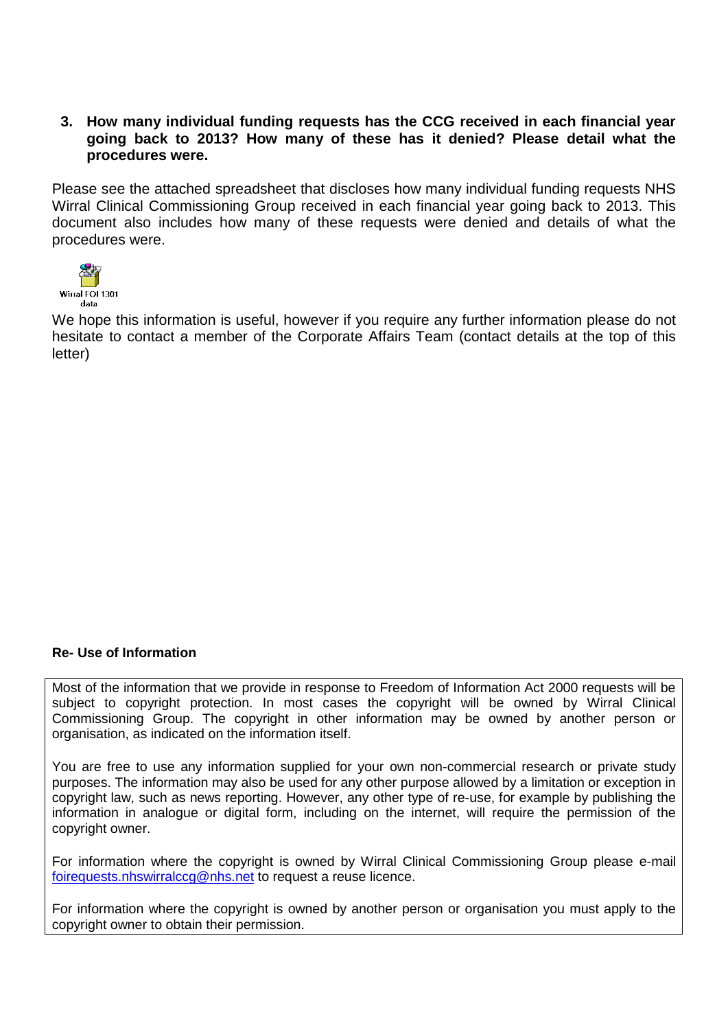3. **How many individual funding requests has the CCG received in each financial year going back to 2013? How many of these has it denied? Please detail what the procedures were.**

Please see the attached spreadsheet that discloses how many individual funding requests NHS Wirral Clinical Commissioning Group received in each financial year going back to 2013. This document also includes how many of these requests were denied and details of what the procedures were.

Wirral FOI 1301 data

We hope this information is useful, however if you require any further information please do not hesitate to contact a member of the Corporate Affairs Team (contact details at the top of this letter)

**Re- Use of Information**

Most of the information that we provide in response to Freedom of Information Act 2000 requests will be subject to copyright protection. In most cases the copyright will be owned by Wirral Clinical Commissioning Group. The copyright in other information may be owned by another person or organisation, as indicated on the information itself.

You are free to use any information supplied for your own non-commercial research or private study purposes. The information may also be used for any other purpose allowed by a limitation or exception in copyright law, such as news reporting. However, any other type of re-use, for example by publishing the information in analogue or digital form, including on the internet, will require the permission of the copyright owner.

For information where the copyright is owned by Wirral Clinical Commissioning Group please e-mail foirequests.nhswirralccg@nhs.net to request a reuse licence.

For information where the copyright is owned by another person or organisation you must apply to the copyright owner to obtain their permission.